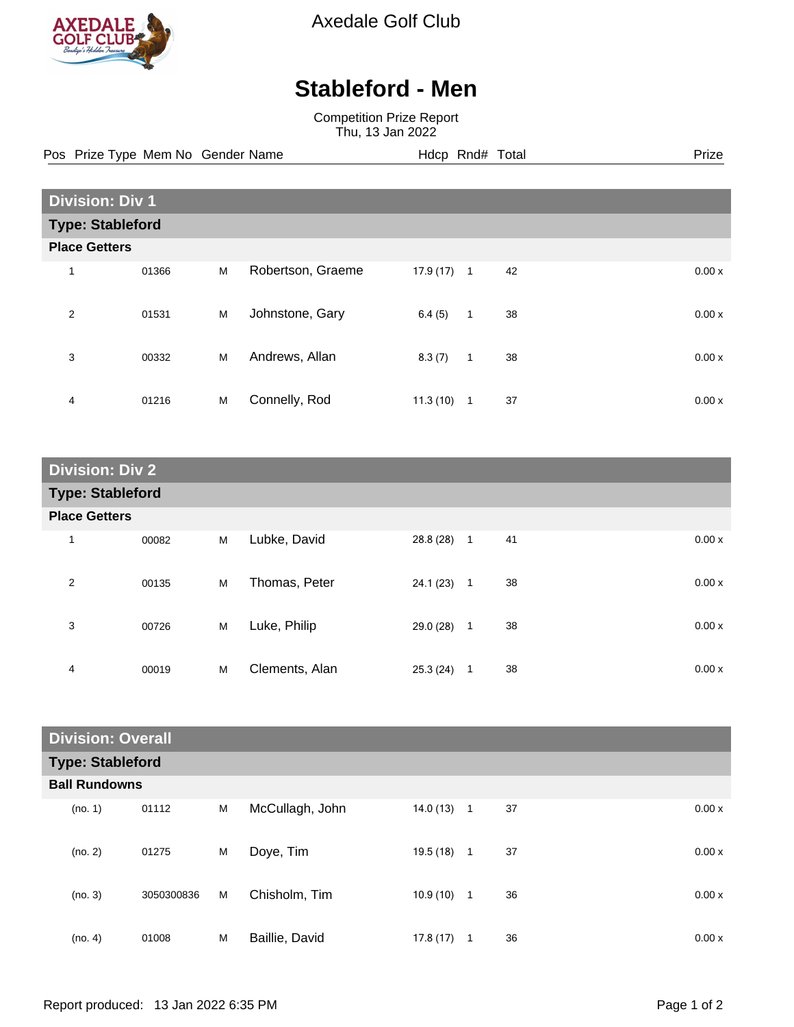Axedale Golf Club

# Stableford - Men

Competition Prize Report
Thu, 13 Jan 2022

## Division: Div 1

### Type: Stableford

**Place Getters**

| Pos | Prize Type | Mem No | Gender | Name | Hdcp | Rnd# | Total | Prize |
|---|---|---|---|---|---|---|---|---|
| 1 | | 01366 | M | Robertson, Graeme | 17.9 (17) | 1 | 42 | 0.00 x |
| 2 | | 01531 | M | Johnstone, Gary | 6.4 (5) | 1 | 38 | 0.00 x |
| 3 | | 00332 | M | Andrews, Allan | 8.3 (7) | 1 | 38 | 0.00 x |
| 4 | | 01216 | M | Connelly, Rod | 11.3 (10) | 1 | 37 | 0.00 x |

## Division: Div 2

### Type: Stableford

**Place Getters**

| Pos | Prize Type | Mem No | Gender | Name | Hdcp | Rnd# | Total | Prize |
|---|---|---|---|---|---|---|---|---|
| 1 | | 00082 | M | Lubke, David | 28.8 (28) | 1 | 41 | 0.00 x |
| 2 | | 00135 | M | Thomas, Peter | 24.1 (23) | 1 | 38 | 0.00 x |
| 3 | | 00726 | M | Luke, Philip | 29.0 (28) | 1 | 38 | 0.00 x |
| 4 | | 00019 | M | Clements, Alan | 25.3 (24) | 1 | 38 | 0.00 x |

## Division: Overall

### Type: Stableford

**Ball Rundowns**

| Pos | Prize Type | Mem No | Gender | Name | Hdcp | Rnd# | Total | Prize |
|---|---|---|---|---|---|---|---|---|
| (no. 1) | | 01112 | M | McCullagh, John | 14.0 (13) | 1 | 37 | 0.00 x |
| (no. 2) | | 01275 | M | Doye, Tim | 19.5 (18) | 1 | 37 | 0.00 x |
| (no. 3) | | 3050300836 | M | Chisholm, Tim | 10.9 (10) | 1 | 36 | 0.00 x |
| (no. 4) | | 01008 | M | Baillie, David | 17.8 (17) | 1 | 36 | 0.00 x |

Report produced: 13 Jan 2022 6:35 PM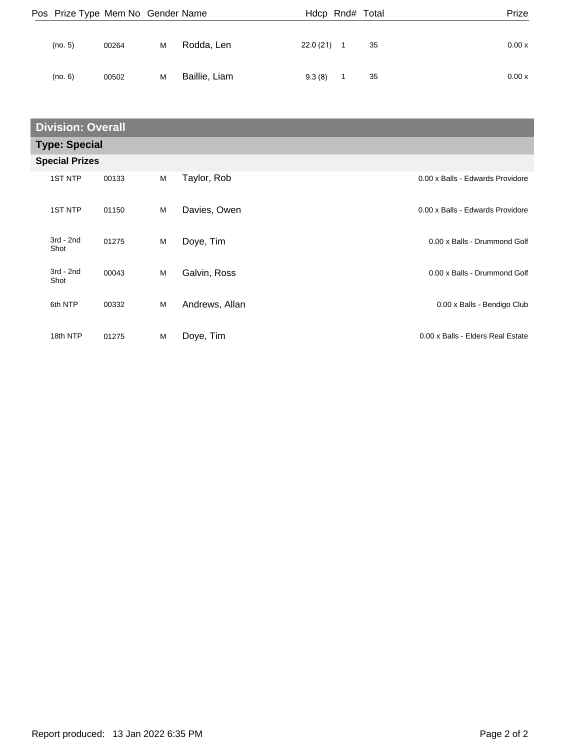| Pos | Prize Type | Mem No | Gender | Name | Hdcp | Rnd# | Total | Prize |
|---|---|---|---|---|---|---|---|---|
| | (no. 5) | 00264 | M | Rodda, Len | 22.0 (21) | 1 | 35 | 0.00 x |
| | (no. 6) | 00502 | M | Baillie, Liam | 9.3 (8) | 1 | 35 | 0.00 x |

## Division: Overall

### Type: Special

#### Special Prizes

| Prize Type | Mem No | Gender | Name | Prize |
|---|---|---|---|---|
| 1ST NTP | 00133 | M | Taylor, Rob | 0.00 x Balls - Edwards Providore |
| 1ST NTP | 01150 | M | Davies, Owen | 0.00 x Balls - Edwards Providore |
| 3rd - 2nd Shot | 01275 | M | Doye, Tim | 0.00 x Balls - Drummond Golf |
| 3rd - 2nd Shot | 00043 | M | Galvin, Ross | 0.00 x Balls - Drummond Golf |
| 6th NTP | 00332 | M | Andrews, Allan | 0.00 x Balls - Bendigo Club |
| 18th NTP | 01275 | M | Doye, Tim | 0.00 x Balls - Elders Real Estate |

Report produced: 13 Jan 2022 6:35 PM